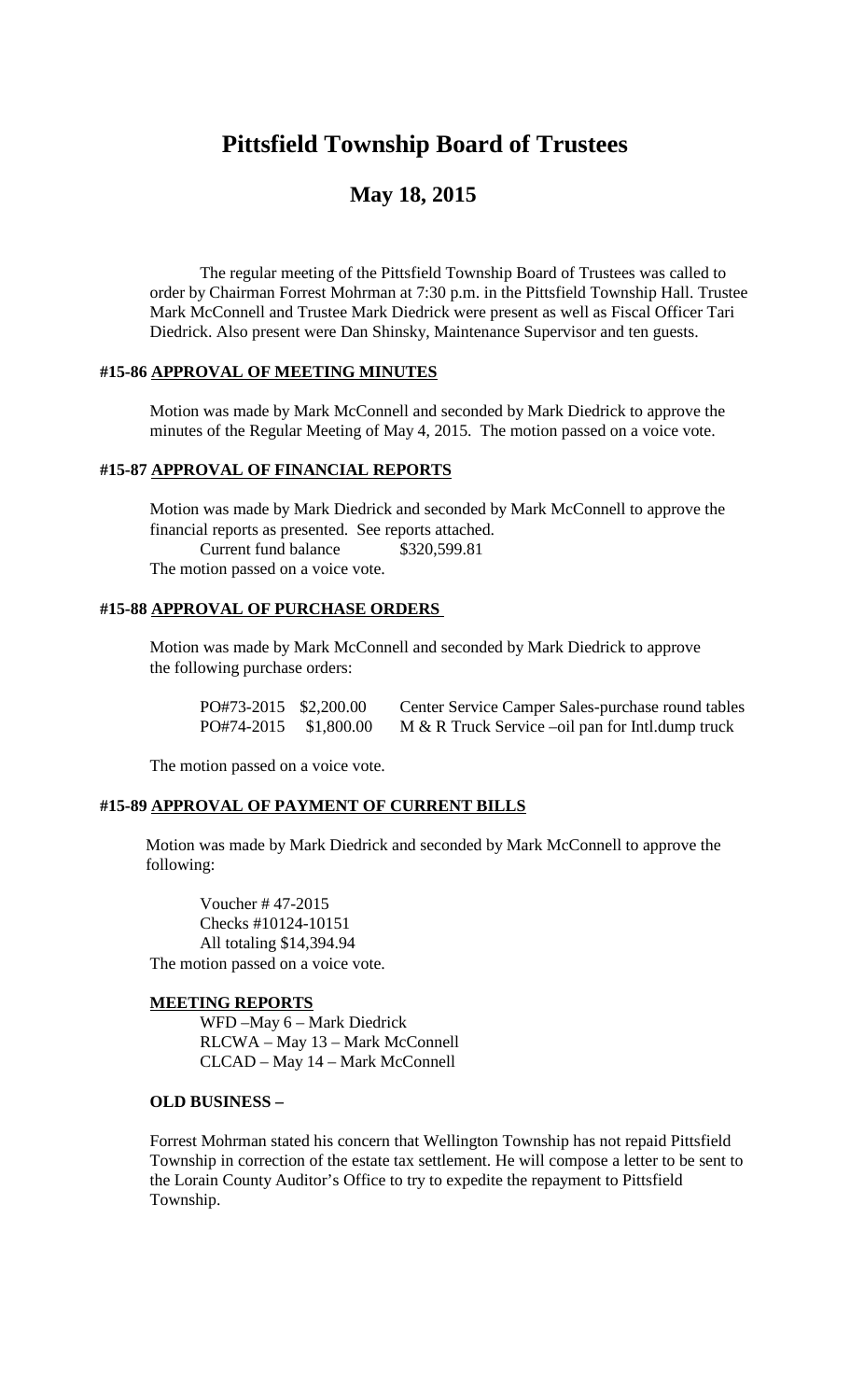# Pittsfield Township Board of Trustees

## May 18, 2015

The regular meeting of the Pittsfield Township Board of Trustees was called to order by Chairman Forrest Mohrman at 7:30 p.m. in the Pittsfield Township Hall. Trustee Mark McConnell and Trustee Mark Diedrick were present as well as Fiscal Officer Tari Diedrick. Also present were Dan Shinsky, Maintenance Supervisor and ten guests.

#### #15-86 <u>APPROVAL OF MEETING MINUTES</u>

Motion was made by Mark McConnell and seconded by Mark Diedrick to approve the minutes of the Regular Meeting of May 4, 2015. The motion passed on a voice vote.

#### #15-87 <u>APPROVAL OF FINANCIAL REPORTS</u>

Motion was made by Mark Diedrick and seconded by Mark McConnell to approve the financial reports as presented. See reports attached.

Current fund balance $320,599.81

The motion passed on a voice vote.

#### #15-88 <u>APPROVAL OF PURCHASE ORDERS</u>

Motion was made by Mark McConnell and seconded by Mark Diedrick to approve the following purchase orders:

| | | |
|---|---|---|
| PO#73-2015 | $2,200.00 | Center Service Camper Sales-purchase round tables |
| PO#74-2015 | $1,800.00 | M & R Truck Service –oil pan for Intl.dump truck |

The motion passed on a voice vote.

#### #15-89 <u>APPROVAL OF PAYMENT OF CURRENT BILLS</u>

Motion was made by Mark Diedrick and seconded by Mark McConnell to approve the following:

Voucher # 47-2015
Checks #10124-10151
All totaling $14,394.94

The motion passed on a voice vote.

#### <u>MEETING REPORTS</u>

WFD –May 6 – Mark Diedrick
RLCWA – May 13 – Mark McConnell
CLCAD – May 14 – Mark McConnell

#### OLD BUSINESS –

Forrest Mohrman stated his concern that Wellington Township has not repaid Pittsfield Township in correction of the estate tax settlement. He will compose a letter to be sent to the Lorain County Auditor's Office to try to expedite the repayment to Pittsfield Township.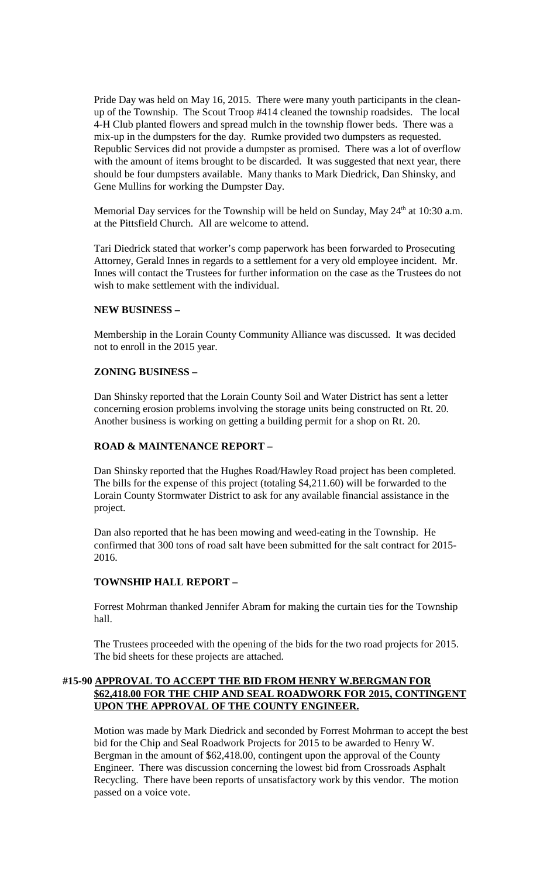Pride Day was held on May 16, 2015. There were many youth participants in the clean-up of the Township. The Scout Troop #414 cleaned the township roadsides. The local 4-H Club planted flowers and spread mulch in the township flower beds. There was a mix-up in the dumpsters for the day. Rumke provided two dumpsters as requested. Republic Services did not provide a dumpster as promised. There was a lot of overflow with the amount of items brought to be discarded. It was suggested that next year, there should be four dumpsters available. Many thanks to Mark Diedrick, Dan Shinsky, and Gene Mullins for working the Dumpster Day.

Memorial Day services for the Township will be held on Sunday, May 24th at 10:30 a.m. at the Pittsfield Church. All are welcome to attend.

Tari Diedrick stated that worker's comp paperwork has been forwarded to Prosecuting Attorney, Gerald Innes in regards to a settlement for a very old employee incident. Mr. Innes will contact the Trustees for further information on the case as the Trustees do not wish to make settlement with the individual.

**NEW BUSINESS –**

Membership in the Lorain County Community Alliance was discussed. It was decided not to enroll in the 2015 year.

**ZONING BUSINESS –**

Dan Shinsky reported that the Lorain County Soil and Water District has sent a letter concerning erosion problems involving the storage units being constructed on Rt. 20. Another business is working on getting a building permit for a shop on Rt. 20.

**ROAD & MAINTENANCE REPORT –**

Dan Shinsky reported that the Hughes Road/Hawley Road project has been completed. The bills for the expense of this project (totaling $4,211.60) will be forwarded to the Lorain County Stormwater District to ask for any available financial assistance in the project.

Dan also reported that he has been mowing and weed-eating in the Township. He confirmed that 300 tons of road salt have been submitted for the salt contract for 2015-2016.

**TOWNSHIP HALL REPORT –**

Forrest Mohrman thanked Jennifer Abram for making the curtain ties for the Township hall.

The Trustees proceeded with the opening of the bids for the two road projects for 2015. The bid sheets for these projects are attached.

**#15-90 APPROVAL TO ACCEPT THE BID FROM HENRY W.BERGMAN FOR $62,418.00 FOR THE CHIP AND SEAL ROADWORK FOR 2015, CONTINGENT UPON THE APPROVAL OF THE COUNTY ENGINEER.**

Motion was made by Mark Diedrick and seconded by Forrest Mohrman to accept the best bid for the Chip and Seal Roadwork Projects for 2015 to be awarded to Henry W. Bergman in the amount of $62,418.00, contingent upon the approval of the County Engineer. There was discussion concerning the lowest bid from Crossroads Asphalt Recycling. There have been reports of unsatisfactory work by this vendor. The motion passed on a voice vote.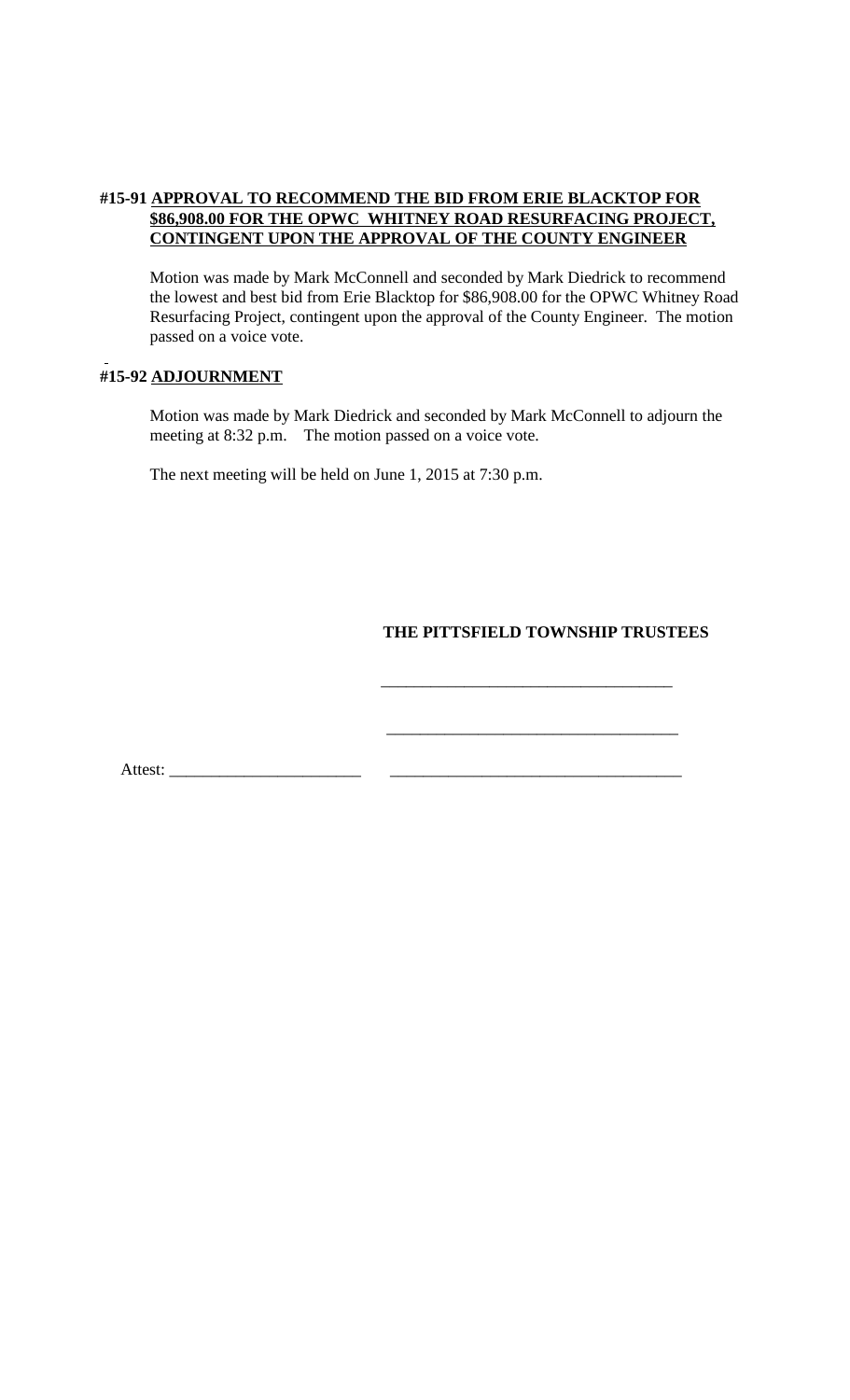**#15-91 APPROVAL TO RECOMMEND THE BID FROM ERIE BLACKTOP FOR $86,908.00 FOR THE OPWC WHITNEY ROAD RESURFACING PROJECT, CONTINGENT UPON THE APPROVAL OF THE COUNTY ENGINEER**

Motion was made by Mark McConnell and seconded by Mark Diedrick to recommend the lowest and best bid from Erie Blacktop for $86,908.00 for the OPWC Whitney Road Resurfacing Project, contingent upon the approval of the County Engineer. The motion passed on a voice vote.

**#15-92 ADJOURNMENT**

Motion was made by Mark Diedrick and seconded by Mark McConnell to adjourn the meeting at 8:32 p.m. The motion passed on a voice vote.

The next meeting will be held on June 1, 2015 at 7:30 p.m.

**THE PITTSFIELD TOWNSHIP TRUSTEES**

\_\_\_\_\_\_\_\_\_\_\_\_\_\_\_\_\_\_\_\_\_\_\_\_\_\_\_\_\_\_\_\_\_\_

\_\_\_\_\_\_\_\_\_\_\_\_\_\_\_\_\_\_\_\_\_\_\_\_\_\_\_\_\_\_\_\_\_\_

Attest: \_\_\_\_\_\_\_\_\_\_\_\_\_\_\_\_\_\_\_\_\_\_ \_\_\_\_\_\_\_\_\_\_\_\_\_\_\_\_\_\_\_\_\_\_\_\_\_\_\_\_\_\_\_\_\_\_